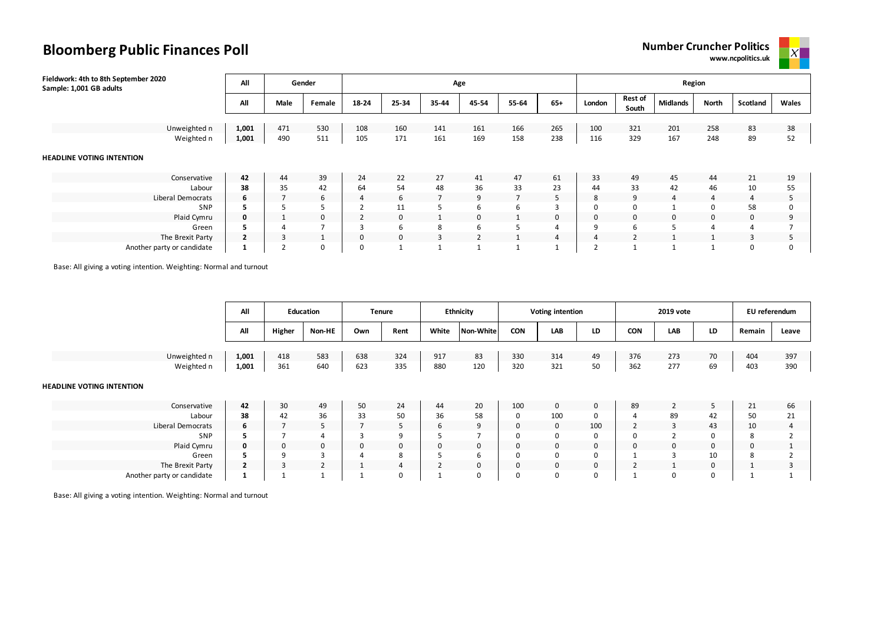# Bloomberg Public Finances Poll

**Number Cruncher Politics**
**www.ncpolitics.uk**

**Fieldwork: 4th to 8th September 2020**
**Sample: 1,001 GB adults**

| | All | Gender | | Age | | | | | | Region | | | | | |
|---|---|---|---|---|---|---|---|---|---|---|---|---|---|---|---|
| | All | Male | Female | 18-24 | 25-34 | 35-44 | 45-54 | 55-64 | 65+ | London | Rest of South | Midlands | North | Scotland | Wales |
| Unweighted n | **1,001** | 471 | 530 | 108 | 160 | 141 | 161 | 166 | 265 | 100 | 321 | 201 | 258 | 83 | 38 |
| Weighted n | **1,001** | 490 | 511 | 105 | 171 | 161 | 169 | 158 | 238 | 116 | 329 | 167 | 248 | 89 | 52 |
| **HEADLINE VOTING INTENTION** | | | | | | | | | | | | | | | |
| Conservative | **42** | 44 | 39 | 24 | 22 | 27 | 41 | 47 | 61 | 33 | 49 | 45 | 44 | 21 | 19 |
| Labour | **38** | 35 | 42 | 64 | 54 | 48 | 36 | 33 | 23 | 44 | 33 | 42 | 46 | 10 | 55 |
| Liberal Democrats | **6** | 7 | 6 | 4 | 6 | 7 | 9 | 7 | 5 | 8 | 9 | 4 | 4 | 4 | 5 |
| SNP | **5** | 5 | 5 | 2 | 11 | 5 | 6 | 6 | 3 | 0 | 0 | 1 | 0 | 58 | 0 |
| Plaid Cymru | **0** | 1 | 0 | 2 | 0 | 1 | 0 | 1 | 0 | 0 | 0 | 0 | 0 | 0 | 9 |
| Green | **5** | 4 | 7 | 3 | 6 | 8 | 6 | 5 | 4 | 9 | 6 | 5 | 4 | 4 | 7 |
| The Brexit Party | **2** | 3 | 1 | 0 | 0 | 3 | 2 | 1 | 4 | 4 | 2 | 1 | 1 | 3 | 5 |
| Another party or candidate | **1** | 2 | 0 | 0 | 1 | 1 | 1 | 1 | 1 | 2 | 1 | 1 | 1 | 0 | 0 |

Base: All giving a voting intention. Weighting: Normal and turnout

| | All | Education | | Tenure | | Ethnicity | | Voting intention | | | 2019 vote | | | EU referendum | |
|---|---|---|---|---|---|---|---|---|---|---|---|---|---|---|---|
| | All | Higher | Non-HE | Own | Rent | White | Non-White | CON | LAB | LD | CON | LAB | LD | Remain | Leave |
| Unweighted n | **1,001** | 418 | 583 | 638 | 324 | 917 | 83 | 330 | 314 | 49 | 376 | 273 | 70 | 404 | 397 |
| Weighted n | **1,001** | 361 | 640 | 623 | 335 | 880 | 120 | 320 | 321 | 50 | 362 | 277 | 69 | 403 | 390 |
| **HEADLINE VOTING INTENTION** | | | | | | | | | | | | | | | |
| Conservative | **42** | 30 | 49 | 50 | 24 | 44 | 20 | 100 | 0 | 0 | 89 | 2 | 5 | 21 | 66 |
| Labour | **38** | 42 | 36 | 33 | 50 | 36 | 58 | 0 | 100 | 0 | 4 | 89 | 42 | 50 | 21 |
| Liberal Democrats | **6** | 7 | 5 | 7 | 5 | 6 | 9 | 0 | 0 | 100 | 2 | 3 | 43 | 10 | 4 |
| SNP | **5** | 7 | 4 | 3 | 9 | 5 | 7 | 0 | 0 | 0 | 0 | 2 | 0 | 8 | 2 |
| Plaid Cymru | **0** | 0 | 0 | 0 | 0 | 0 | 0 | 0 | 0 | 0 | 0 | 0 | 0 | 0 | 1 |
| Green | **5** | 9 | 3 | 4 | 8 | 5 | 6 | 0 | 0 | 0 | 1 | 3 | 10 | 8 | 2 |
| The Brexit Party | **2** | 3 | 2 | 1 | 4 | 2 | 0 | 0 | 0 | 0 | 2 | 1 | 0 | 1 | 3 |
| Another party or candidate | **1** | 1 | 1 | 1 | 0 | 1 | 0 | 0 | 0 | 0 | 1 | 0 | 0 | 1 | 1 |

Base: All giving a voting intention. Weighting: Normal and turnout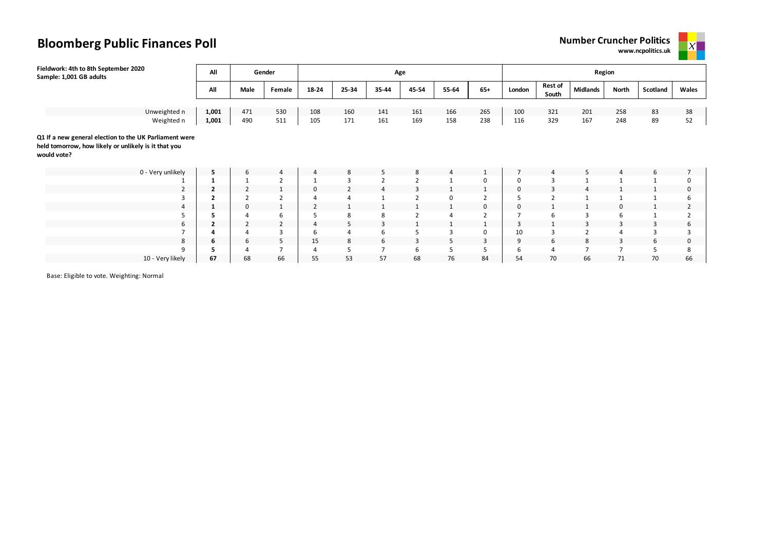# Bloomberg Public Finances Poll

**Number Cruncher Politics**
**www.ncpolitics.uk**

**Fieldwork: 4th to 8th September 2020**
**Sample: 1,001 GB adults**

| | All | Gender | | Age | | | | | | Region | | | | | |
|---|---|---|---|---|---|---|---|---|---|---|---|---|---|---|---|
| | **All** | **Male** | **Female** | **18-24** | **25-34** | **35-44** | **45-54** | **55-64** | **65+** | **London** | **Rest of South** | **Midlands** | **North** | **Scotland** | **Wales** |
| Unweighted n | **1,001** | 471 | 530 | 108 | 160 | 141 | 161 | 166 | 265 | 100 | 321 | 201 | 258 | 83 | 38 |
| Weighted n | **1,001** | 490 | 511 | 105 | 171 | 161 | 169 | 158 | 238 | 116 | 329 | 167 | 248 | 89 | 52 |

**Q1 If a new general election to the UK Parliament were held tomorrow, how likely or unlikely is it that you would vote?**

| | All | Male | Female | 18-24 | 25-34 | 35-44 | 45-54 | 55-64 | 65+ | London | Rest of South | Midlands | North | Scotland | Wales |
|---|---|---|---|---|---|---|---|---|---|---|---|---|---|---|---|
| 0 - Very unlikely | **5** | 6 | 4 | 4 | 8 | 5 | 8 | 4 | 1 | 7 | 4 | 5 | 4 | 6 | 7 |
| 1 | **1** | 1 | 2 | 1 | 3 | 2 | 2 | 1 | 0 | 0 | 3 | 1 | 1 | 1 | 0 |
| 2 | **2** | 2 | 1 | 0 | 2 | 4 | 3 | 1 | 1 | 0 | 3 | 4 | 1 | 1 | 0 |
| 3 | **2** | 2 | 2 | 4 | 4 | 1 | 2 | 0 | 2 | 5 | 2 | 1 | 1 | 1 | 6 |
| 4 | **1** | 0 | 1 | 2 | 1 | 1 | 1 | 1 | 0 | 0 | 1 | 1 | 0 | 1 | 2 |
| 5 | **5** | 4 | 6 | 5 | 8 | 8 | 2 | 4 | 2 | 7 | 6 | 3 | 6 | 1 | 2 |
| 6 | **2** | 2 | 2 | 4 | 5 | 3 | 1 | 1 | 1 | 3 | 1 | 3 | 3 | 3 | 6 |
| 7 | **4** | 4 | 3 | 6 | 4 | 6 | 5 | 3 | 0 | 10 | 3 | 2 | 4 | 3 | 3 |
| 8 | **6** | 6 | 5 | 15 | 8 | 6 | 3 | 5 | 3 | 9 | 6 | 8 | 3 | 6 | 0 |
| 9 | **5** | 4 | 7 | 4 | 5 | 7 | 6 | 5 | 5 | 6 | 4 | 7 | 7 | 5 | 8 |
| 10 - Very likely | **67** | 68 | 66 | 55 | 53 | 57 | 68 | 76 | 84 | 54 | 70 | 66 | 71 | 70 | 66 |

Base: Eligible to vote. Weighting: Normal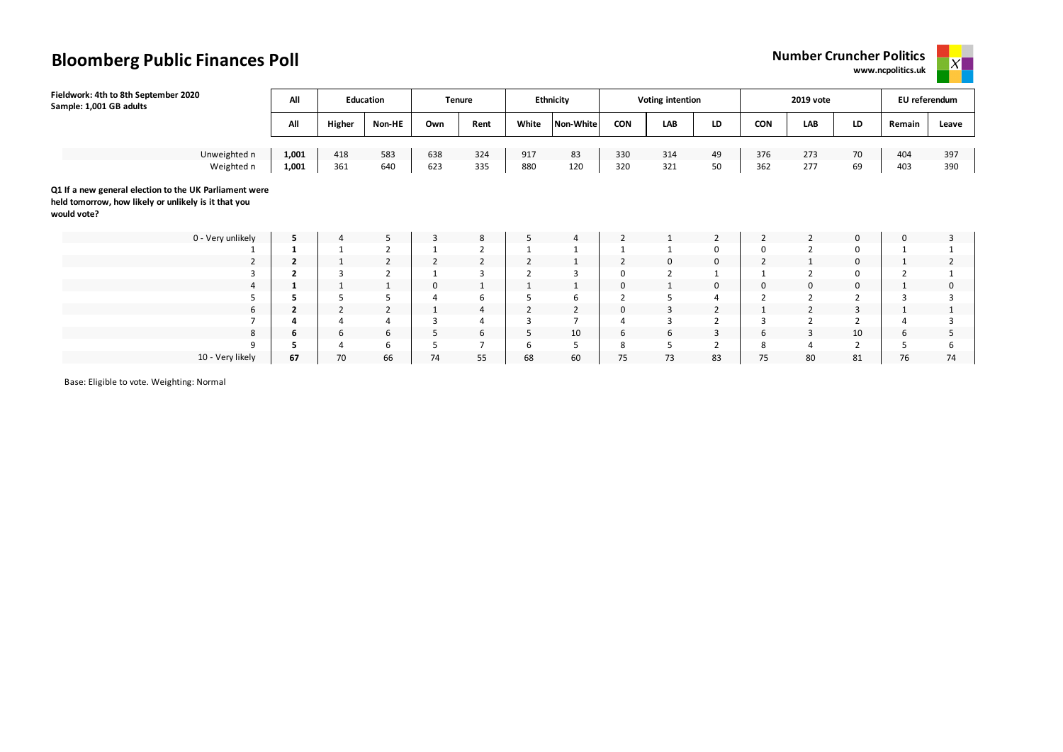# Bloomberg Public Finances Poll

**Number Cruncher Politics**
**www.ncpolitics.uk**

**Fieldwork: 4th to 8th September 2020**
**Sample: 1,001 GB adults**

| | All | Education | | Tenure | | Ethnicity | | Voting intention | | | 2019 vote | | | EU referendum | |
|---|---|---|---|---|---|---|---|---|---|---|---|---|---|---|---|
| | All | Higher | Non-HE | Own | Rent | White | Non-White | CON | LAB | LD | CON | LAB | LD | Remain | Leave |
| Unweighted n | **1,001** | 418 | 583 | 638 | 324 | 917 | 83 | 330 | 314 | 49 | 376 | 273 | 70 | 404 | 397 |
| Weighted n | **1,001** | 361 | 640 | 623 | 335 | 880 | 120 | 320 | 321 | 50 | 362 | 277 | 69 | 403 | 390 |

**Q1 If a new general election to the UK Parliament were held tomorrow, how likely or unlikely is it that you would vote?**

| | All | Higher | Non-HE | Own | Rent | White | Non-White | CON | LAB | LD | CON | LAB | LD | Remain | Leave |
|---|---|---|---|---|---|---|---|---|---|---|---|---|---|---|---|
| 0 - Very unlikely | **5** | 4 | 5 | 3 | 8 | 5 | 4 | 2 | 1 | 2 | 2 | 2 | 0 | 0 | 3 |
| 1 | **1** | 1 | 2 | 1 | 2 | 1 | 1 | 1 | 1 | 0 | 0 | 2 | 0 | 1 | 1 |
| 2 | **2** | 1 | 2 | 2 | 2 | 2 | 1 | 2 | 0 | 0 | 2 | 1 | 0 | 1 | 2 |
| 3 | **2** | 3 | 2 | 1 | 3 | 2 | 3 | 0 | 2 | 1 | 1 | 2 | 0 | 2 | 1 |
| 4 | **1** | 1 | 1 | 0 | 1 | 1 | 1 | 0 | 1 | 0 | 0 | 0 | 0 | 1 | 0 |
| 5 | **5** | 5 | 5 | 4 | 6 | 5 | 6 | 2 | 5 | 4 | 2 | 2 | 2 | 3 | 3 |
| 6 | **2** | 2 | 2 | 1 | 4 | 2 | 2 | 0 | 3 | 2 | 1 | 2 | 3 | 1 | 1 |
| 7 | **4** | 4 | 4 | 3 | 4 | 3 | 7 | 4 | 3 | 2 | 3 | 2 | 2 | 4 | 3 |
| 8 | **6** | 6 | 6 | 5 | 6 | 5 | 10 | 6 | 6 | 3 | 6 | 3 | 10 | 6 | 5 |
| 9 | **5** | 4 | 6 | 5 | 7 | 6 | 5 | 8 | 5 | 2 | 8 | 4 | 2 | 5 | 6 |
| 10 - Very likely | **67** | 70 | 66 | 74 | 55 | 68 | 60 | 75 | 73 | 83 | 75 | 80 | 81 | 76 | 74 |

Base: Eligible to vote. Weighting: Normal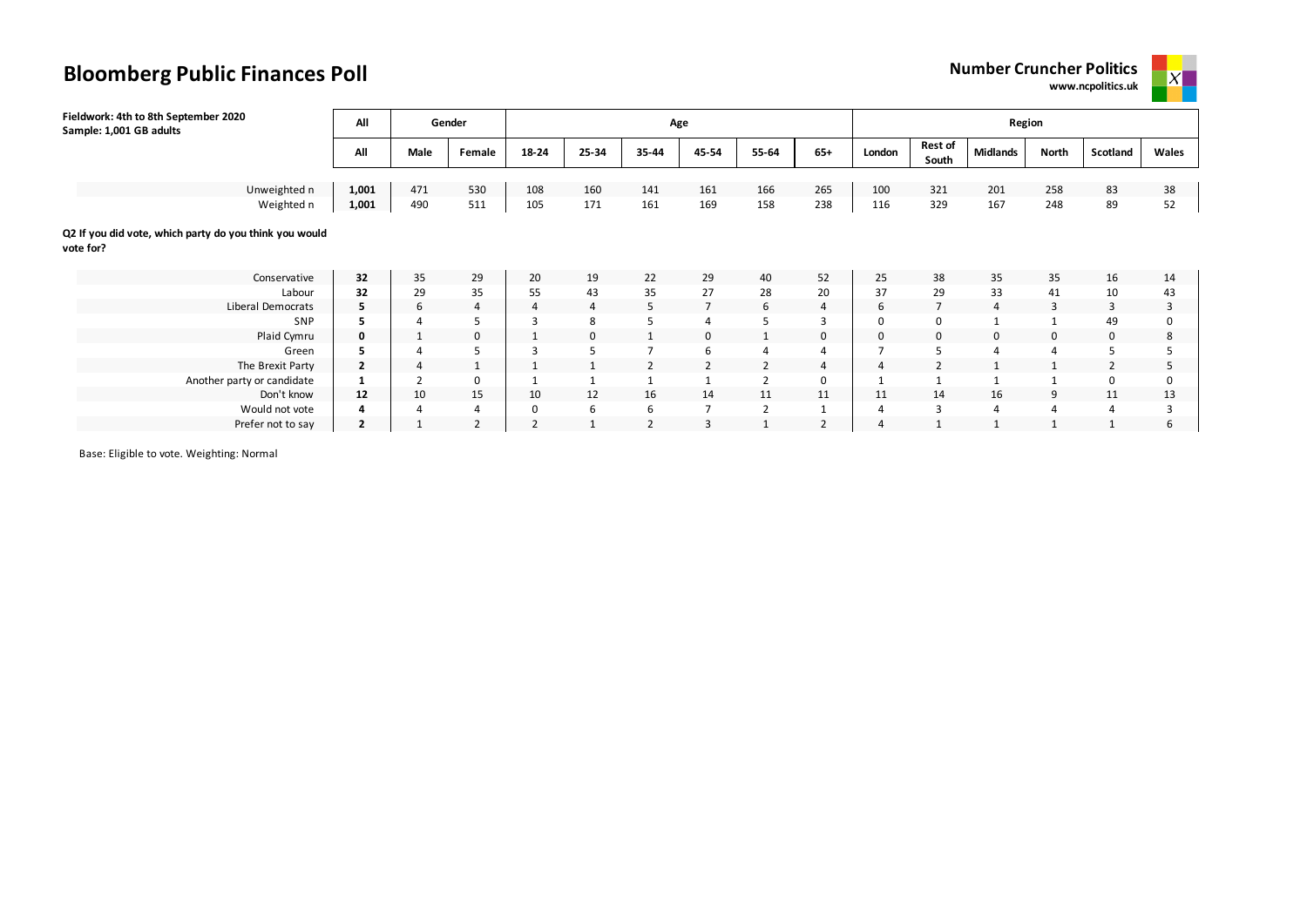# Bloomberg Public Finances Poll

**Number Cruncher Politics**
**www.ncpolitics.uk**

**Fieldwork: 4th to 8th September 2020**
**Sample: 1,001 GB adults**

| | All | Gender | | Age | | | | | | Region | | | | | |
|---|---|---|---|---|---|---|---|---|---|---|---|---|---|---|---|
| | **All** | **Male** | **Female** | **18-24** | **25-34** | **35-44** | **45-54** | **55-64** | **65+** | **London** | **Rest of South** | **Midlands** | **North** | **Scotland** | **Wales** |
| Unweighted n | **1,001** | 471 | 530 | 108 | 160 | 141 | 161 | 166 | 265 | 100 | 321 | 201 | 258 | 83 | 38 |
| Weighted n | **1,001** | 490 | 511 | 105 | 171 | 161 | 169 | 158 | 238 | 116 | 329 | 167 | 248 | 89 | 52 |
| **Q2 If you did vote, which party do you think you would vote for?** | | | | | | | | | | | | | | | |
| Conservative | **32** | 35 | 29 | 20 | 19 | 22 | 29 | 40 | 52 | 25 | 38 | 35 | 35 | 16 | 14 |
| Labour | **32** | 29 | 35 | 55 | 43 | 35 | 27 | 28 | 20 | 37 | 29 | 33 | 41 | 10 | 43 |
| Liberal Democrats | **5** | 6 | 4 | 4 | 4 | 5 | 7 | 6 | 4 | 6 | 7 | 4 | 3 | 3 | 3 |
| SNP | **5** | 4 | 5 | 3 | 8 | 5 | 4 | 5 | 3 | 0 | 0 | 1 | 1 | 49 | 0 |
| Plaid Cymru | **0** | 1 | 0 | 1 | 0 | 1 | 0 | 1 | 0 | 0 | 0 | 0 | 0 | 0 | 8 |
| Green | **5** | 4 | 5 | 3 | 5 | 7 | 6 | 4 | 4 | 7 | 5 | 4 | 4 | 5 | 5 |
| The Brexit Party | **2** | 4 | 1 | 1 | 1 | 2 | 2 | 2 | 4 | 4 | 2 | 1 | 1 | 2 | 5 |
| Another party or candidate | **1** | 2 | 0 | 1 | 1 | 1 | 1 | 2 | 0 | 1 | 1 | 1 | 1 | 0 | 0 |
| Don't know | **12** | 10 | 15 | 10 | 12 | 16 | 14 | 11 | 11 | 11 | 14 | 16 | 9 | 11 | 13 |
| Would not vote | **4** | 4 | 4 | 0 | 6 | 6 | 7 | 2 | 1 | 4 | 3 | 4 | 4 | 4 | 3 |
| Prefer not to say | **2** | 1 | 2 | 2 | 1 | 2 | 3 | 1 | 2 | 4 | 1 | 1 | 1 | 1 | 6 |

Base: Eligible to vote. Weighting: Normal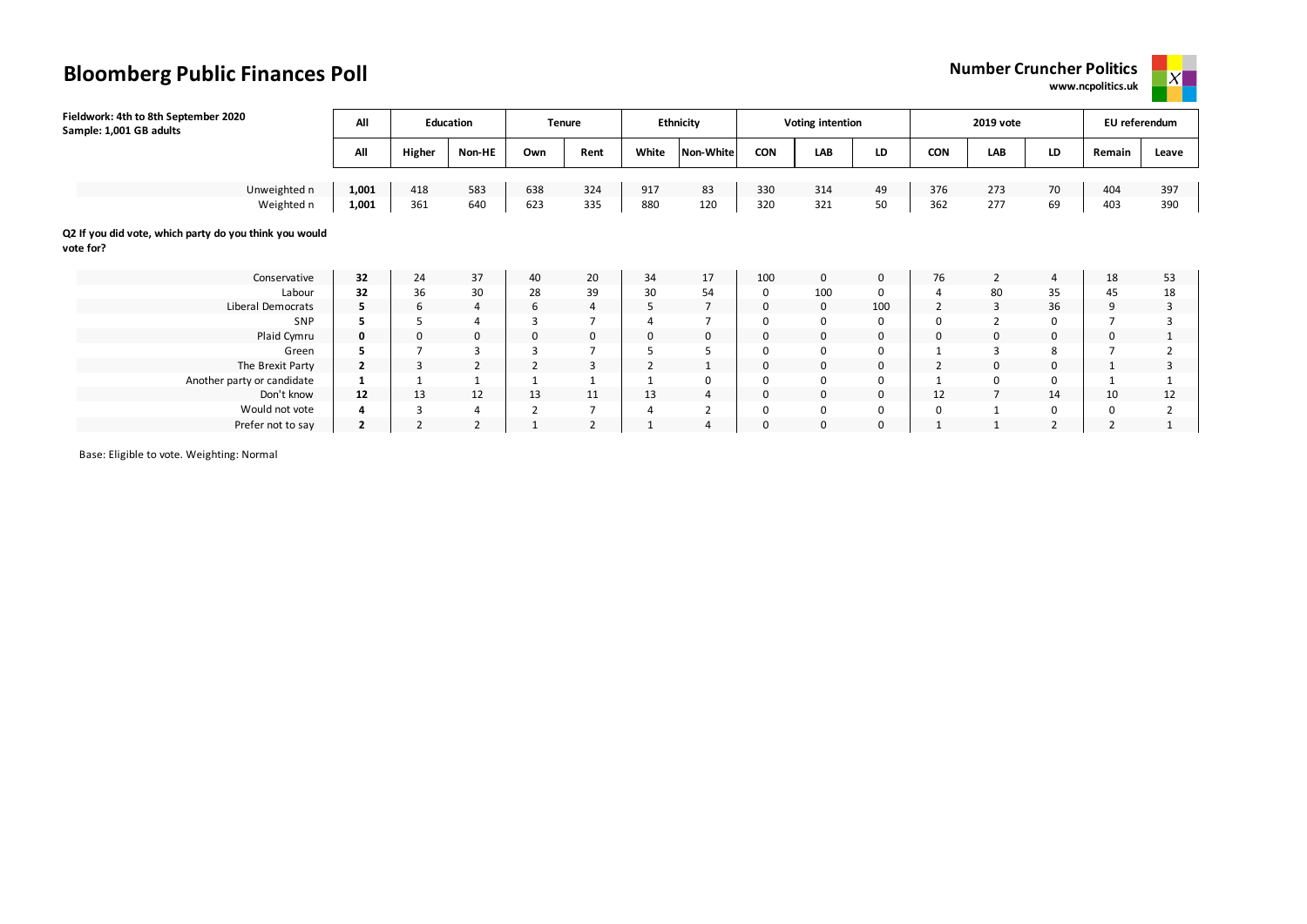# Bloomberg Public Finances Poll

**Number Cruncher Politics**
**www.ncpolitics.uk**

**Fieldwork: 4th to 8th September 2020**
**Sample: 1,001 GB adults**

| | All | Education | | Tenure | | Ethnicity | | Voting intention | | | 2019 vote | | | EU referendum | |
|---|---|---|---|---|---|---|---|---|---|---|---|---|---|---|---|
| | All | Higher | Non-HE | Own | Rent | White | Non-White | CON | LAB | LD | CON | LAB | LD | Remain | Leave |
| Unweighted n | **1,001** | 418 | 583 | 638 | 324 | 917 | 83 | 330 | 314 | 49 | 376 | 273 | 70 | 404 | 397 |
| Weighted n | **1,001** | 361 | 640 | 623 | 335 | 880 | 120 | 320 | 321 | 50 | 362 | 277 | 69 | 403 | 390 |

**Q2 If you did vote, which party do you think you would vote for?**

| | All | Higher | Non-HE | Own | Rent | White | Non-White | CON | LAB | LD | CON | LAB | LD | Remain | Leave |
|---|---|---|---|---|---|---|---|---|---|---|---|---|---|---|---|
| Conservative | **32** | 24 | 37 | 40 | 20 | 34 | 17 | 100 | 0 | 0 | 76 | 2 | 4 | 18 | 53 |
| Labour | **32** | 36 | 30 | 28 | 39 | 30 | 54 | 0 | 100 | 0 | 4 | 80 | 35 | 45 | 18 |
| Liberal Democrats | **5** | 6 | 4 | 6 | 4 | 5 | 7 | 0 | 0 | 100 | 2 | 3 | 36 | 9 | 3 |
| SNP | **5** | 5 | 4 | 3 | 7 | 4 | 7 | 0 | 0 | 0 | 0 | 2 | 0 | 7 | 3 |
| Plaid Cymru | **0** | 0 | 0 | 0 | 0 | 0 | 0 | 0 | 0 | 0 | 0 | 0 | 0 | 0 | 1 |
| Green | **5** | 7 | 3 | 3 | 7 | 5 | 5 | 0 | 0 | 0 | 1 | 3 | 8 | 7 | 2 |
| The Brexit Party | **2** | 3 | 2 | 2 | 3 | 2 | 1 | 0 | 0 | 0 | 2 | 0 | 0 | 1 | 3 |
| Another party or candidate | **1** | 1 | 1 | 1 | 1 | 1 | 0 | 0 | 0 | 0 | 1 | 0 | 0 | 1 | 1 |
| Don't know | **12** | 13 | 12 | 13 | 11 | 13 | 4 | 0 | 0 | 0 | 12 | 7 | 14 | 10 | 12 |
| Would not vote | **4** | 3 | 4 | 2 | 7 | 4 | 2 | 0 | 0 | 0 | 0 | 1 | 0 | 0 | 2 |
| Prefer not to say | **2** | 2 | 2 | 1 | 2 | 1 | 4 | 0 | 0 | 0 | 1 | 1 | 2 | 2 | 1 |

Base: Eligible to vote. Weighting: Normal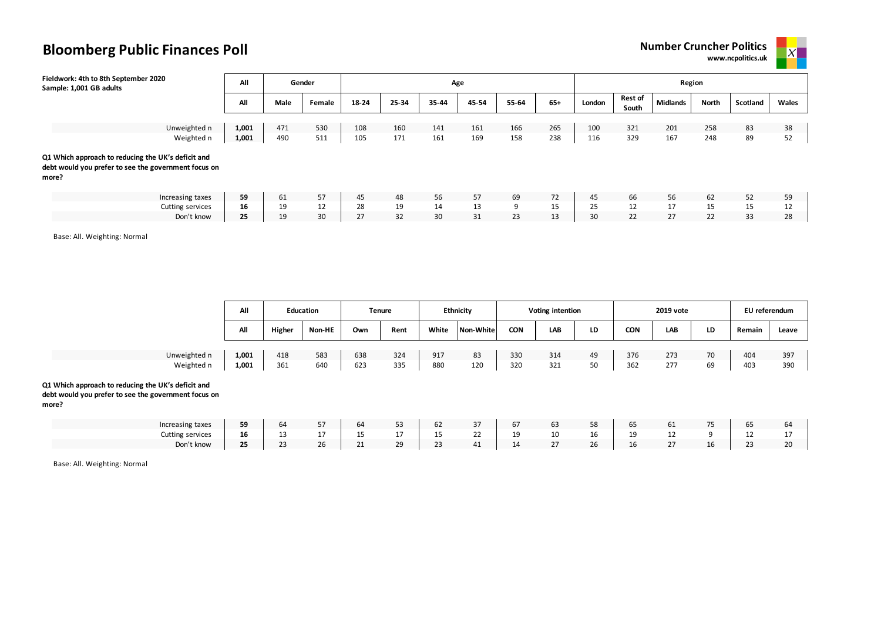# Bloomberg Public Finances Poll

**Number Cruncher Politics**
**www.ncpolitics.uk**

**Fieldwork: 4th to 8th September 2020**
**Sample: 1,001 GB adults**

| | All | Gender | | Age | | | | | | Region | | | | | |
|---|---|---|---|---|---|---|---|---|---|---|---|---|---|---|---|
| | All | Male | Female | 18-24 | 25-34 | 35-44 | 45-54 | 55-64 | 65+ | London | Rest of South | Midlands | North | Scotland | Wales |
| Unweighted n | **1,001** | 471 | 530 | 108 | 160 | 141 | 161 | 166 | 265 | 100 | 321 | 201 | 258 | 83 | 38 |
| Weighted n | **1,001** | 490 | 511 | 105 | 171 | 161 | 169 | 158 | 238 | 116 | 329 | 167 | 248 | 89 | 52 |

**Q1 Which approach to reducing the UK's deficit and debt would you prefer to see the government focus on more?**

| | All | Male | Female | 18-24 | 25-34 | 35-44 | 45-54 | 55-64 | 65+ | London | Rest of South | Midlands | North | Scotland | Wales |
|---|---|---|---|---|---|---|---|---|---|---|---|---|---|---|---|
| Increasing taxes | **59** | 61 | 57 | 45 | 48 | 56 | 57 | 69 | 72 | 45 | 66 | 56 | 62 | 52 | 59 |
| Cutting services | **16** | 19 | 12 | 28 | 19 | 14 | 13 | 9 | 15 | 25 | 12 | 17 | 15 | 15 | 12 |
| Don't know | **25** | 19 | 30 | 27 | 32 | 30 | 31 | 23 | 13 | 30 | 22 | 27 | 22 | 33 | 28 |

Base: All. Weighting: Normal

| | All | Education | | Tenure | | Ethnicity | | Voting intention | | | 2019 vote | | | EU referendum | |
|---|---|---|---|---|---|---|---|---|---|---|---|---|---|---|---|
| | All | Higher | Non-HE | Own | Rent | White | Non-White | CON | LAB | LD | CON | LAB | LD | Remain | Leave |
| Unweighted n | **1,001** | 418 | 583 | 638 | 324 | 917 | 83 | 330 | 314 | 49 | 376 | 273 | 70 | 404 | 397 |
| Weighted n | **1,001** | 361 | 640 | 623 | 335 | 880 | 120 | 320 | 321 | 50 | 362 | 277 | 69 | 403 | 390 |

**Q1 Which approach to reducing the UK's deficit and debt would you prefer to see the government focus on more?**

| | All | Higher | Non-HE | Own | Rent | White | Non-White | CON | LAB | LD | CON | LAB | LD | Remain | Leave |
|---|---|---|---|---|---|---|---|---|---|---|---|---|---|---|---|
| Increasing taxes | **59** | 64 | 57 | 64 | 53 | 62 | 37 | 67 | 63 | 58 | 65 | 61 | 75 | 65 | 64 |
| Cutting services | **16** | 13 | 17 | 15 | 17 | 15 | 22 | 19 | 10 | 16 | 19 | 12 | 9 | 12 | 17 |
| Don't know | **25** | 23 | 26 | 21 | 29 | 23 | 41 | 14 | 27 | 26 | 16 | 27 | 16 | 23 | 20 |

Base: All. Weighting: Normal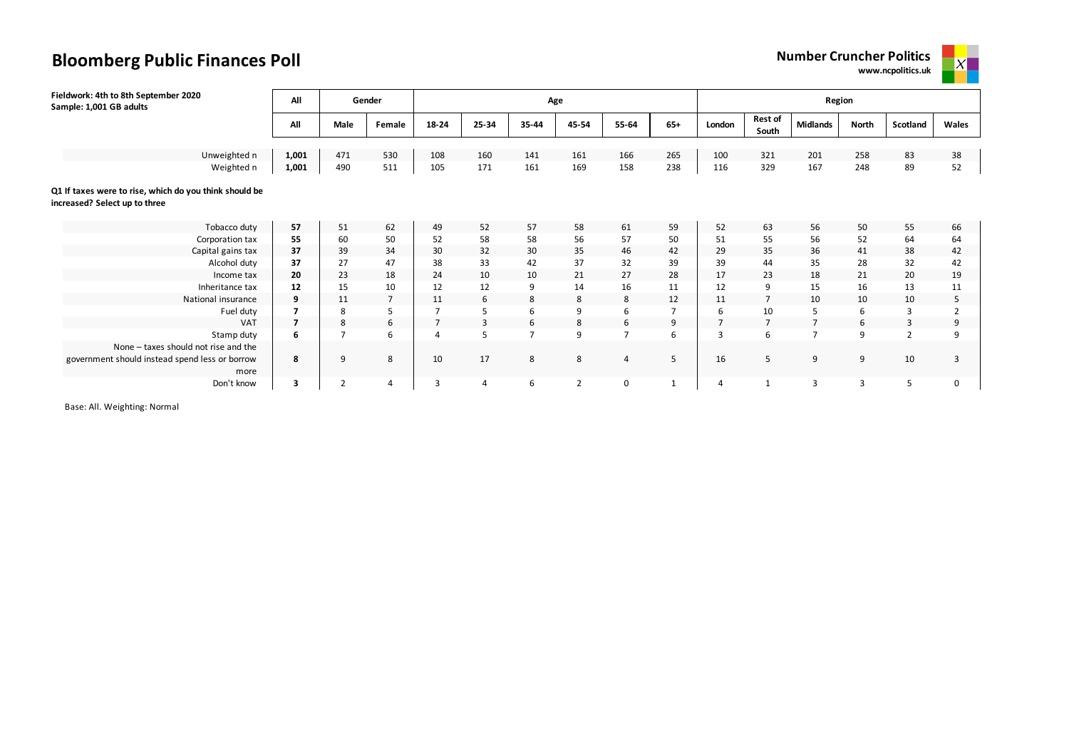# Bloomberg Public Finances Poll

**Number Cruncher Politics**
**www.ncpolitics.uk**

**Fieldwork: 4th to 8th September 2020**
**Sample: 1,001 GB adults**

| | All | Gender | | Age | | | | | | Region | | | | | |
|---|---|---|---|---|---|---|---|---|---|---|---|---|---|---|---|
| | All | Male | Female | 18-24 | 25-34 | 35-44 | 45-54 | 55-64 | 65+ | London | Rest of South | Midlands | North | Scotland | Wales |
| Unweighted n | **1,001** | 471 | 530 | 108 | 160 | 141 | 161 | 166 | 265 | 100 | 321 | 201 | 258 | 83 | 38 |
| Weighted n | **1,001** | 490 | 511 | 105 | 171 | 161 | 169 | 158 | 238 | 116 | 329 | 167 | 248 | 89 | 52 |

**Q1 If taxes were to rise, which do you think should be increased? Select up to three**

| | All | Male | Female | 18-24 | 25-34 | 35-44 | 45-54 | 55-64 | 65+ | London | Rest of South | Midlands | North | Scotland | Wales |
|---|---|---|---|---|---|---|---|---|---|---|---|---|---|---|---|
| Tobacco duty | **57** | 51 | 62 | 49 | 52 | 57 | 58 | 61 | 59 | 52 | 63 | 56 | 50 | 55 | 66 |
| Corporation tax | **55** | 60 | 50 | 52 | 58 | 58 | 56 | 57 | 50 | 51 | 55 | 56 | 52 | 64 | 64 |
| Capital gains tax | **37** | 39 | 34 | 30 | 32 | 30 | 35 | 46 | 42 | 29 | 35 | 36 | 41 | 38 | 42 |
| Alcohol duty | **37** | 27 | 47 | 38 | 33 | 42 | 37 | 32 | 39 | 39 | 44 | 35 | 28 | 32 | 42 |
| Income tax | **20** | 23 | 18 | 24 | 10 | 10 | 21 | 27 | 28 | 17 | 23 | 18 | 21 | 20 | 19 |
| Inheritance tax | **12** | 15 | 10 | 12 | 12 | 9 | 14 | 16 | 11 | 12 | 9 | 15 | 16 | 13 | 11 |
| National insurance | **9** | 11 | 7 | 11 | 6 | 8 | 8 | 8 | 12 | 11 | 7 | 10 | 10 | 10 | 5 |
| Fuel duty | **7** | 8 | 5 | 7 | 5 | 6 | 9 | 6 | 7 | 6 | 10 | 5 | 6 | 3 | 2 |
| VAT | **7** | 8 | 6 | 7 | 3 | 6 | 8 | 6 | 9 | 7 | 7 | 7 | 6 | 3 | 9 |
| Stamp duty | **6** | 7 | 6 | 4 | 5 | 7 | 9 | 7 | 6 | 3 | 6 | 7 | 9 | 2 | 9 |
| None – taxes should not rise and the government should instead spend less or borrow more | **8** | 9 | 8 | 10 | 17 | 8 | 8 | 4 | 5 | 16 | 5 | 9 | 9 | 10 | 3 |
| Don't know | **3** | 2 | 4 | 3 | 4 | 6 | 2 | 0 | 1 | 4 | 1 | 3 | 3 | 5 | 0 |

Base: All. Weighting: Normal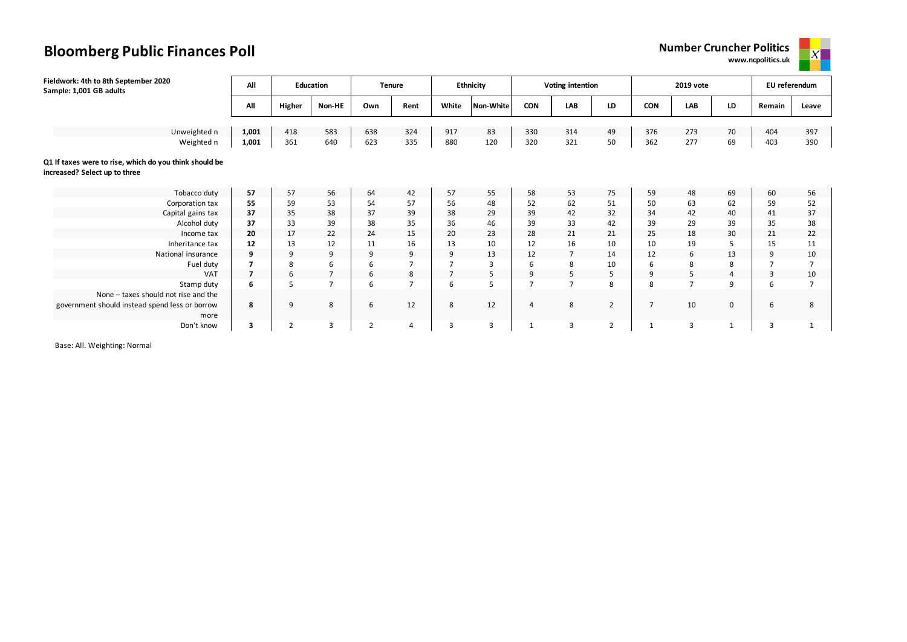# Bloomberg Public Finances Poll

**Number Cruncher Politics**
**www.ncpolitics.uk**

**Fieldwork: 4th to 8th September 2020**
**Sample: 1,001 GB adults**

| | All | Education | | Tenure | | Ethnicity | | Voting intention | | | 2019 vote | | | EU referendum | |
|---|---|---|---|---|---|---|---|---|---|---|---|---|---|---|---|
| | All | Higher | Non-HE | Own | Rent | White | Non-White | CON | LAB | LD | CON | LAB | LD | Remain | Leave |
| Unweighted n | **1,001** | 418 | 583 | 638 | 324 | 917 | 83 | 330 | 314 | 49 | 376 | 273 | 70 | 404 | 397 |
| Weighted n | **1,001** | 361 | 640 | 623 | 335 | 880 | 120 | 320 | 321 | 50 | 362 | 277 | 69 | 403 | 390 |

**Q1 If taxes were to rise, which do you think should be increased? Select up to three**

| | All | Higher | Non-HE | Own | Rent | White | Non-White | CON | LAB | LD | CON | LAB | LD | Remain | Leave |
|---|---|---|---|---|---|---|---|---|---|---|---|---|---|---|---|
| Tobacco duty | **57** | 57 | 56 | 64 | 42 | 57 | 55 | 58 | 53 | 75 | 59 | 48 | 69 | 60 | 56 |
| Corporation tax | **55** | 59 | 53 | 54 | 57 | 56 | 48 | 52 | 62 | 51 | 50 | 63 | 62 | 59 | 52 |
| Capital gains tax | **37** | 35 | 38 | 37 | 39 | 38 | 29 | 39 | 42 | 32 | 34 | 42 | 40 | 41 | 37 |
| Alcohol duty | **37** | 33 | 39 | 38 | 35 | 36 | 46 | 39 | 33 | 42 | 39 | 29 | 39 | 35 | 38 |
| Income tax | **20** | 17 | 22 | 24 | 15 | 20 | 23 | 28 | 21 | 21 | 25 | 18 | 30 | 21 | 22 |
| Inheritance tax | **12** | 13 | 12 | 11 | 16 | 13 | 10 | 12 | 16 | 10 | 10 | 19 | 5 | 15 | 11 |
| National insurance | **9** | 9 | 9 | 9 | 9 | 9 | 13 | 12 | 7 | 14 | 12 | 6 | 13 | 9 | 10 |
| Fuel duty | **7** | 8 | 6 | 6 | 7 | 7 | 3 | 6 | 8 | 10 | 6 | 8 | 8 | 7 | 7 |
| VAT | **7** | 6 | 7 | 6 | 8 | 7 | 5 | 9 | 5 | 5 | 9 | 5 | 4 | 3 | 10 |
| Stamp duty | **6** | 5 | 7 | 6 | 7 | 6 | 5 | 7 | 7 | 8 | 8 | 7 | 9 | 6 | 7 |
| None – taxes should not rise and the government should instead spend less or borrow more | **8** | 9 | 8 | 6 | 12 | 8 | 12 | 4 | 8 | 2 | 7 | 10 | 0 | 6 | 8 |
| Don't know | **3** | 2 | 3 | 2 | 4 | 3 | 3 | 1 | 3 | 2 | 1 | 3 | 1 | 3 | 1 |

Base: All. Weighting: Normal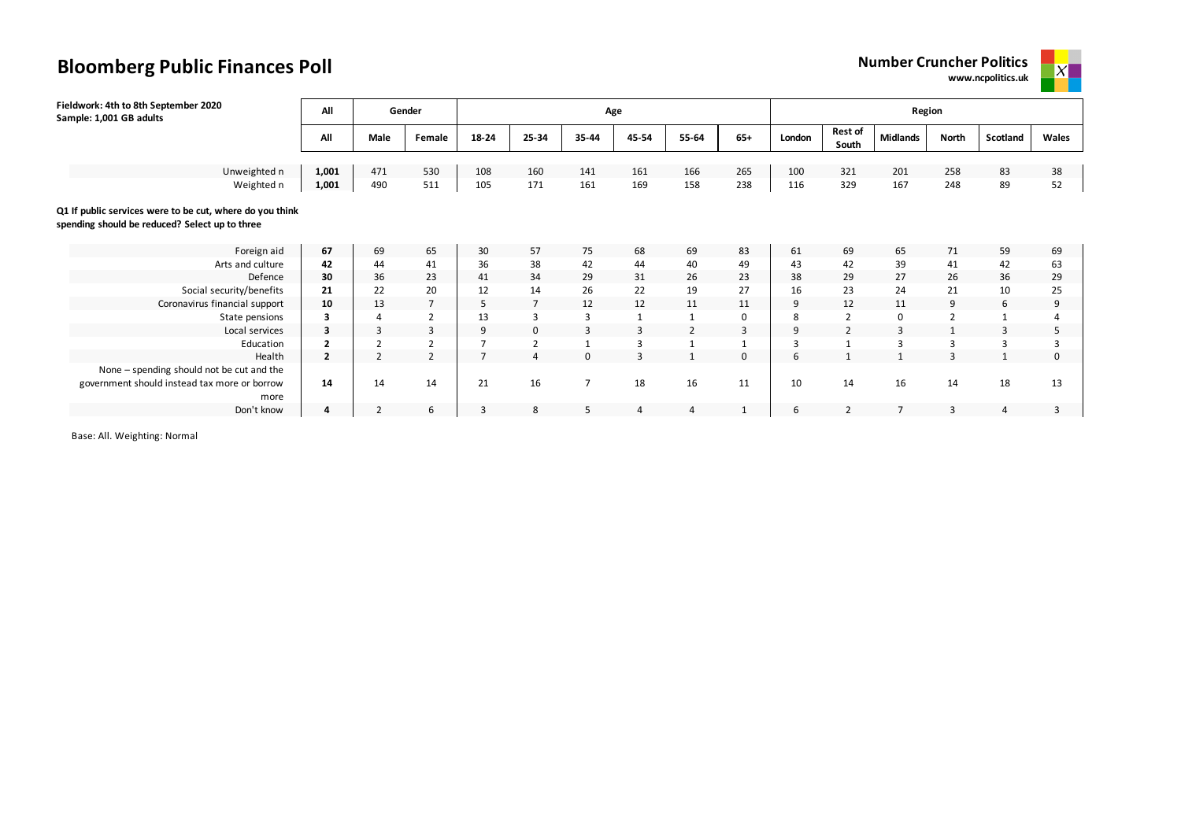# Bloomberg Public Finances Poll

**Number Cruncher Politics**
**www.ncpolitics.uk**

**Fieldwork: 4th to 8th September 2020**
**Sample: 1,001 GB adults**

| | All | Gender | | Age | | | | | | Region | | | | | |
|---|---|---|---|---|---|---|---|---|---|---|---|---|---|---|---|
| | **All** | **Male** | **Female** | **18-24** | **25-34** | **35-44** | **45-54** | **55-64** | **65+** | **London** | **Rest of South** | **Midlands** | **North** | **Scotland** | **Wales** |
| Unweighted n | **1,001** | 471 | 530 | 108 | 160 | 141 | 161 | 166 | 265 | 100 | 321 | 201 | 258 | 83 | 38 |
| Weighted n | **1,001** | 490 | 511 | 105 | 171 | 161 | 169 | 158 | 238 | 116 | 329 | 167 | 248 | 89 | 52 |
| **Q1 If public services were to be cut, where do you think spending should be reduced? Select up to three** | | | | | | | | | | | | | | | |
| Foreign aid | **67** | 69 | 65 | 30 | 57 | 75 | 68 | 69 | 83 | 61 | 69 | 65 | 71 | 59 | 69 |
| Arts and culture | **42** | 44 | 41 | 36 | 38 | 42 | 44 | 40 | 49 | 43 | 42 | 39 | 41 | 42 | 63 |
| Defence | **30** | 36 | 23 | 41 | 34 | 29 | 31 | 26 | 23 | 38 | 29 | 27 | 26 | 36 | 29 |
| Social security/benefits | **21** | 22 | 20 | 12 | 14 | 26 | 22 | 19 | 27 | 16 | 23 | 24 | 21 | 10 | 25 |
| Coronavirus financial support | **10** | 13 | 7 | 5 | 7 | 12 | 12 | 11 | 11 | 9 | 12 | 11 | 9 | 6 | 9 |
| State pensions | **3** | 4 | 2 | 13 | 3 | 3 | 1 | 1 | 0 | 8 | 2 | 0 | 2 | 1 | 4 |
| Local services | **3** | 3 | 3 | 9 | 0 | 3 | 3 | 2 | 3 | 9 | 2 | 3 | 1 | 3 | 5 |
| Education | **2** | 2 | 2 | 7 | 2 | 1 | 3 | 1 | 1 | 3 | 1 | 3 | 3 | 3 | 3 |
| Health | **2** | 2 | 2 | 7 | 4 | 0 | 3 | 1 | 0 | 6 | 1 | 1 | 3 | 1 | 0 |
| None – spending should not be cut and the government should instead tax more or borrow more | **14** | 14 | 14 | 21 | 16 | 7 | 18 | 16 | 11 | 10 | 14 | 16 | 14 | 18 | 13 |
| Don't know | **4** | 2 | 6 | 3 | 8 | 5 | 4 | 4 | 1 | 6 | 2 | 7 | 3 | 4 | 3 |

Base: All. Weighting: Normal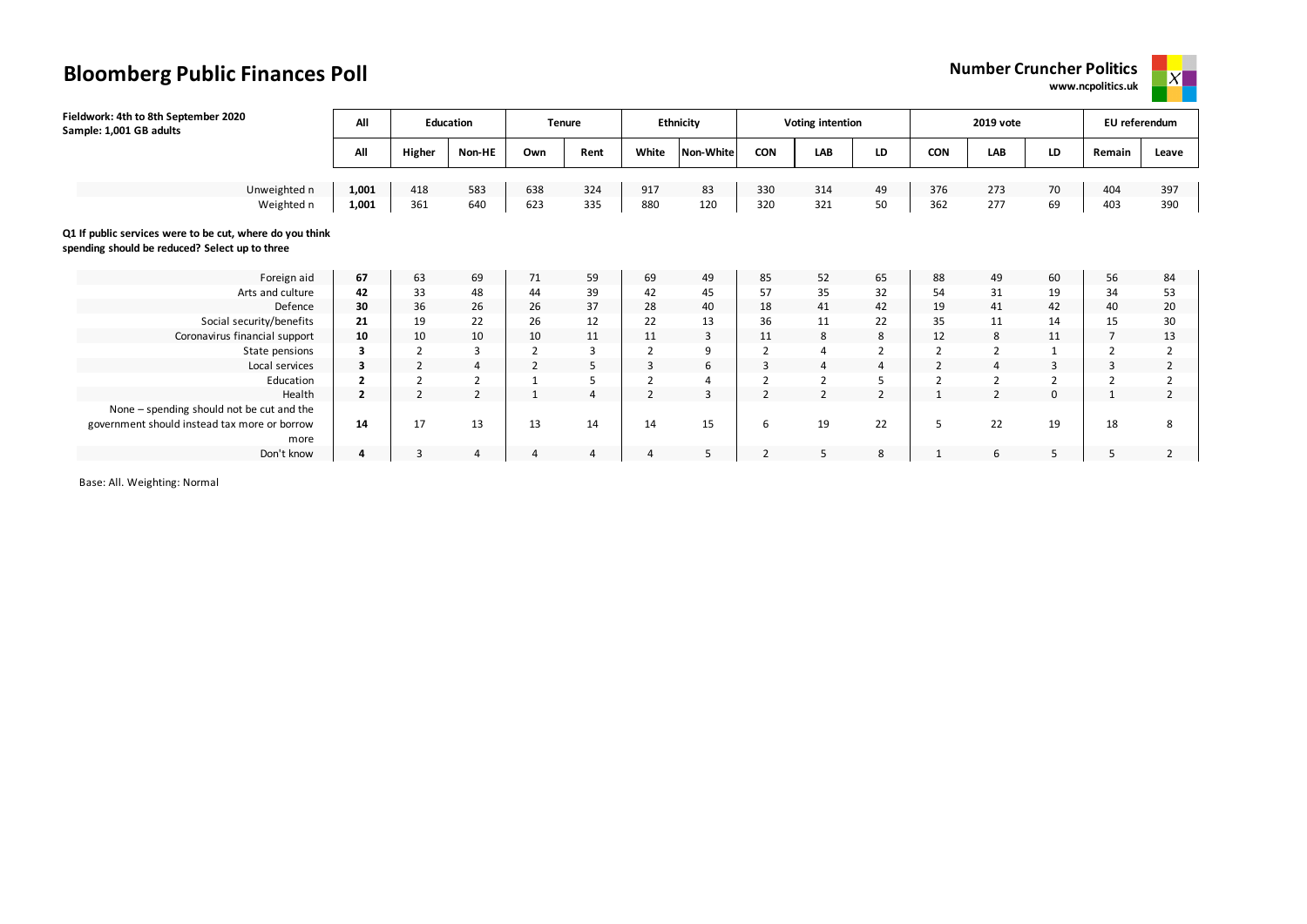# Bloomberg Public Finances Poll

**Number Cruncher Politics**
**www.ncpolitics.uk**

**Fieldwork: 4th to 8th September 2020**
**Sample: 1,001 GB adults**

| | All | Education | | Tenure | | Ethnicity | | Voting intention | | | 2019 vote | | | EU referendum | |
|---|---|---|---|---|---|---|---|---|---|---|---|---|---|---|---|
| | All | Higher | Non-HE | Own | Rent | White | Non-White | CON | LAB | LD | CON | LAB | LD | Remain | Leave |
| Unweighted n | **1,001** | 418 | 583 | 638 | 324 | 917 | 83 | 330 | 314 | 49 | 376 | 273 | 70 | 404 | 397 |
| Weighted n | **1,001** | 361 | 640 | 623 | 335 | 880 | 120 | 320 | 321 | 50 | 362 | 277 | 69 | 403 | 390 |

**Q1 If public services were to be cut, where do you think spending should be reduced? Select up to three**

| | All | Higher | Non-HE | Own | Rent | White | Non-White | CON | LAB | LD | CON | LAB | LD | Remain | Leave |
|---|---|---|---|---|---|---|---|---|---|---|---|---|---|---|---|
| Foreign aid | **67** | 63 | 69 | 71 | 59 | 69 | 49 | 85 | 52 | 65 | 88 | 49 | 60 | 56 | 84 |
| Arts and culture | **42** | 33 | 48 | 44 | 39 | 42 | 45 | 57 | 35 | 32 | 54 | 31 | 19 | 34 | 53 |
| Defence | **30** | 36 | 26 | 26 | 37 | 28 | 40 | 18 | 41 | 42 | 19 | 41 | 42 | 40 | 20 |
| Social security/benefits | **21** | 19 | 22 | 26 | 12 | 22 | 13 | 36 | 11 | 22 | 35 | 11 | 14 | 15 | 30 |
| Coronavirus financial support | **10** | 10 | 10 | 10 | 11 | 11 | 3 | 11 | 8 | 8 | 12 | 8 | 11 | 7 | 13 |
| State pensions | **3** | 2 | 3 | 2 | 3 | 2 | 9 | 2 | 4 | 2 | 2 | 2 | 1 | 2 | 2 |
| Local services | **3** | 2 | 4 | 2 | 5 | 3 | 6 | 3 | 4 | 4 | 2 | 4 | 3 | 3 | 2 |
| Education | **2** | 2 | 2 | 1 | 5 | 2 | 4 | 2 | 2 | 5 | 2 | 2 | 2 | 2 | 2 |
| Health | **2** | 2 | 2 | 1 | 4 | 2 | 3 | 2 | 2 | 2 | 1 | 2 | 0 | 1 | 2 |
| None – spending should not be cut and the government should instead tax more or borrow more | **14** | 17 | 13 | 13 | 14 | 14 | 15 | 6 | 19 | 22 | 5 | 22 | 19 | 18 | 8 |
| Don't know | **4** | 3 | 4 | 4 | 4 | 4 | 5 | 2 | 5 | 8 | 1 | 6 | 5 | 5 | 2 |

Base: All. Weighting: Normal